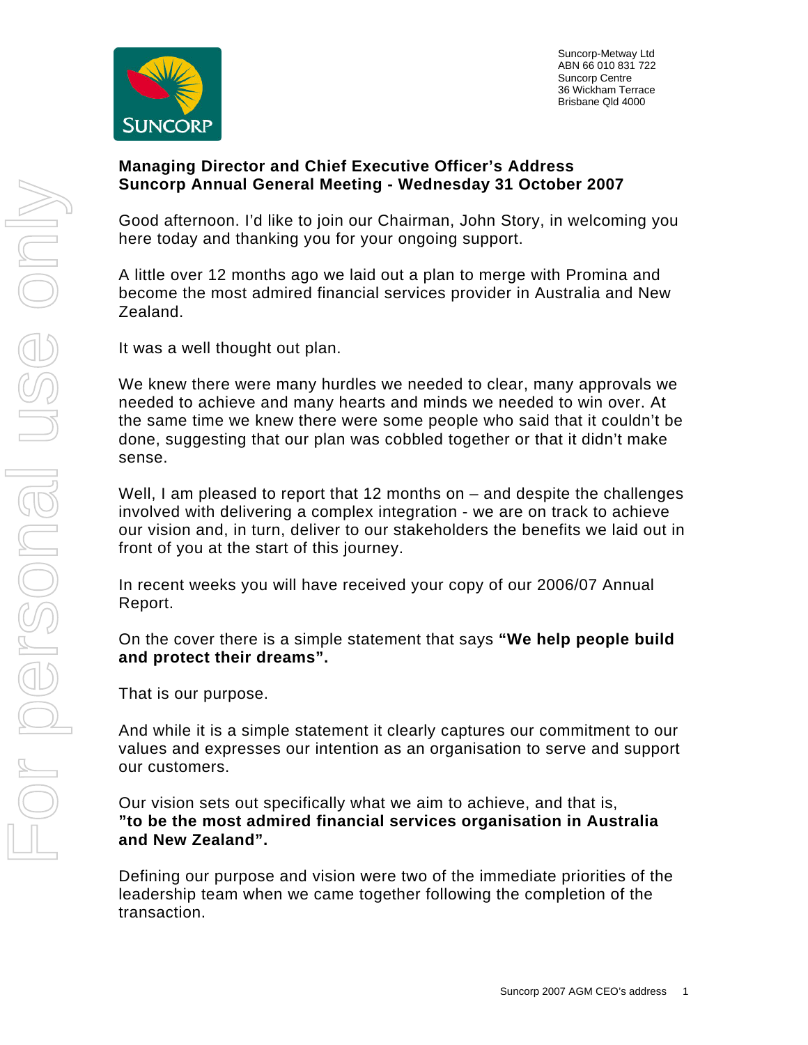Suncorp-Metway Ltd
ABN 66 010 831 722
Suncorp Centre
36 Wickham Terrace
Brisbane Qld 4000

**Managing Director and Chief Executive Officer's Address**
**Suncorp Annual General Meeting - Wednesday 31 October 2007**

Good afternoon. I'd like to join our Chairman, John Story, in welcoming you here today and thanking you for your ongoing support.

A little over 12 months ago we laid out a plan to merge with Promina and become the most admired financial services provider in Australia and New Zealand.

It was a well thought out plan.

We knew there were many hurdles we needed to clear, many approvals we needed to achieve and many hearts and minds we needed to win over. At the same time we knew there were some people who said that it couldn't be done, suggesting that our plan was cobbled together or that it didn't make sense.

Well, I am pleased to report that 12 months on – and despite the challenges involved with delivering a complex integration - we are on track to achieve our vision and, in turn, deliver to our stakeholders the benefits we laid out in front of you at the start of this journey.

In recent weeks you will have received your copy of our 2006/07 Annual Report.

On the cover there is a simple statement that says **"We help people build and protect their dreams".**

That is our purpose.

And while it is a simple statement it clearly captures our commitment to our values and expresses our intention as an organisation to serve and support our customers.

Our vision sets out specifically what we aim to achieve, and that is, **"to be the most admired financial services organisation in Australia and New Zealand".**

Defining our purpose and vision were two of the immediate priorities of the leadership team when we came together following the completion of the transaction.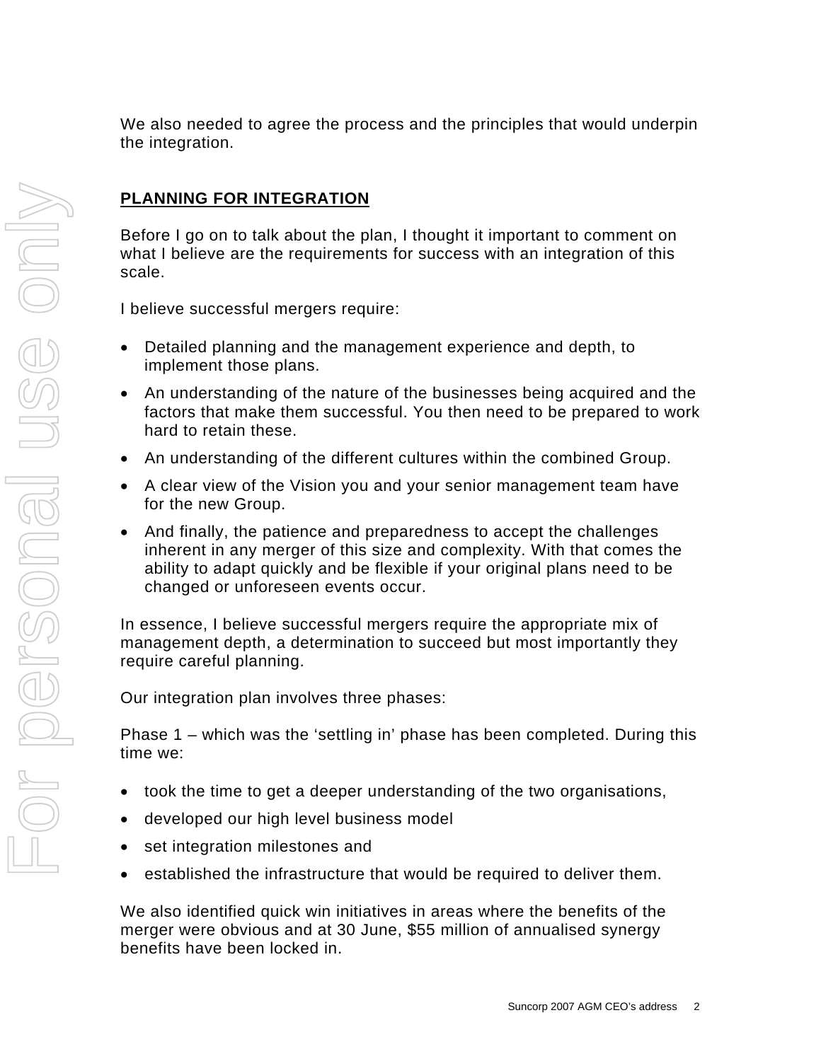We also needed to agree the process and the principles that would underpin the integration.

## PLANNING FOR INTEGRATION

Before I go on to talk about the plan, I thought it important to comment on what I believe are the requirements for success with an integration of this scale.

I believe successful mergers require:

- Detailed planning and the management experience and depth, to implement those plans.
- An understanding of the nature of the businesses being acquired and the factors that make them successful. You then need to be prepared to work hard to retain these.
- An understanding of the different cultures within the combined Group.
- A clear view of the Vision you and your senior management team have for the new Group.
- And finally, the patience and preparedness to accept the challenges inherent in any merger of this size and complexity. With that comes the ability to adapt quickly and be flexible if your original plans need to be changed or unforeseen events occur.

In essence, I believe successful mergers require the appropriate mix of management depth, a determination to succeed but most importantly they require careful planning.

Our integration plan involves three phases:

Phase 1 – which was the 'settling in' phase has been completed. During this time we:

- took the time to get a deeper understanding of the two organisations,
- developed our high level business model
- set integration milestones and
- established the infrastructure that would be required to deliver them.

We also identified quick win initiatives in areas where the benefits of the merger were obvious and at 30 June, $55 million of annualised synergy benefits have been locked in.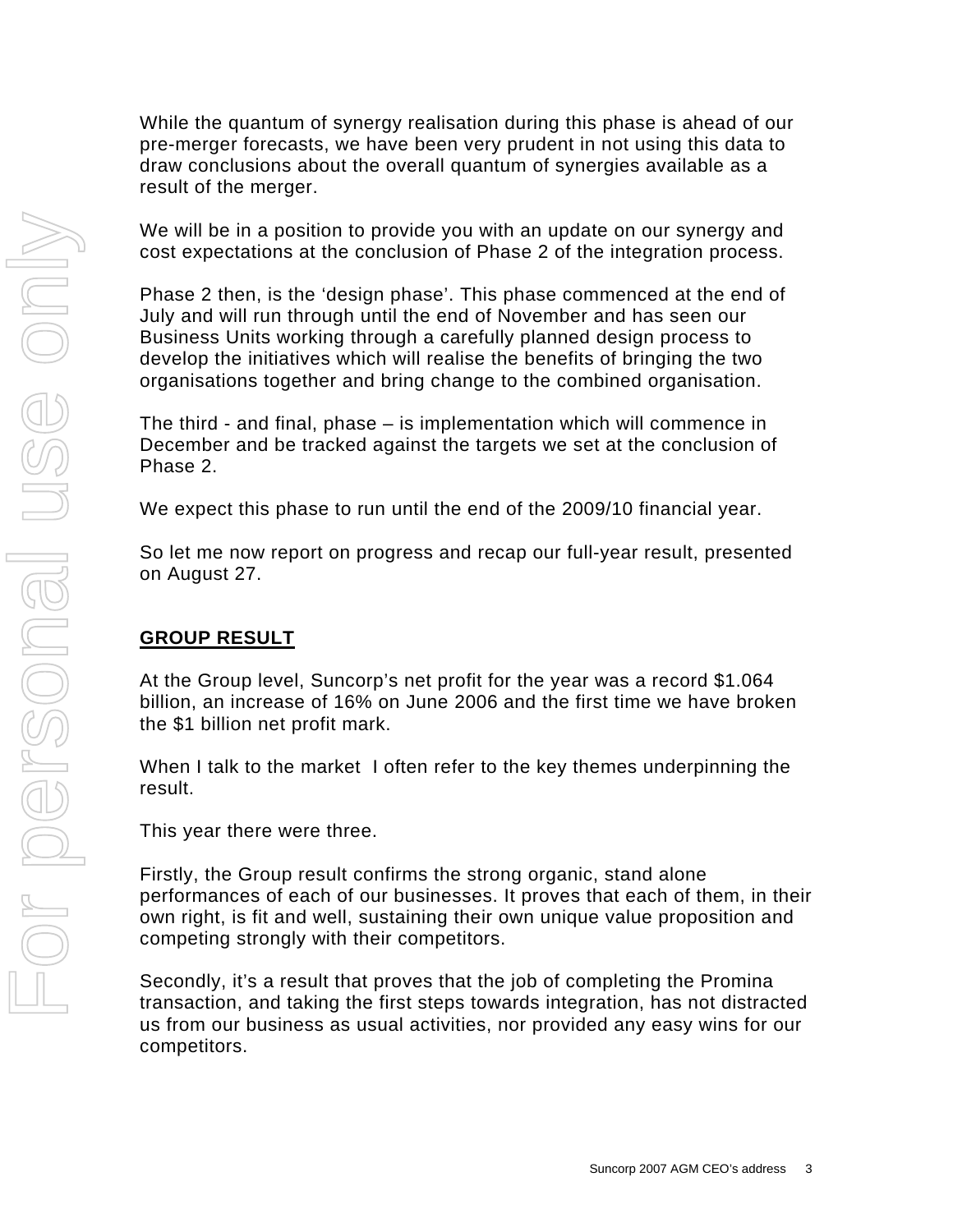While the quantum of synergy realisation during this phase is ahead of our pre-merger forecasts, we have been very prudent in not using this data to draw conclusions about the overall quantum of synergies available as a result of the merger.

We will be in a position to provide you with an update on our synergy and cost expectations at the conclusion of Phase 2 of the integration process.

Phase 2 then, is the 'design phase'. This phase commenced at the end of July and will run through until the end of November and has seen our Business Units working through a carefully planned design process to develop the initiatives which will realise the benefits of bringing the two organisations together and bring change to the combined organisation.

The third - and final, phase – is implementation which will commence in December and be tracked against the targets we set at the conclusion of Phase 2.

We expect this phase to run until the end of the 2009/10 financial year.

So let me now report on progress and recap our full-year result, presented on August 27.

## GROUP RESULT

At the Group level, Suncorp's net profit for the year was a record $1.064 billion, an increase of 16% on June 2006 and the first time we have broken the $1 billion net profit mark.

When I talk to the market I often refer to the key themes underpinning the result.

This year there were three.

Firstly, the Group result confirms the strong organic, stand alone performances of each of our businesses. It proves that each of them, in their own right, is fit and well, sustaining their own unique value proposition and competing strongly with their competitors.

Secondly, it's a result that proves that the job of completing the Promina transaction, and taking the first steps towards integration, has not distracted us from our business as usual activities, nor provided any easy wins for our competitors.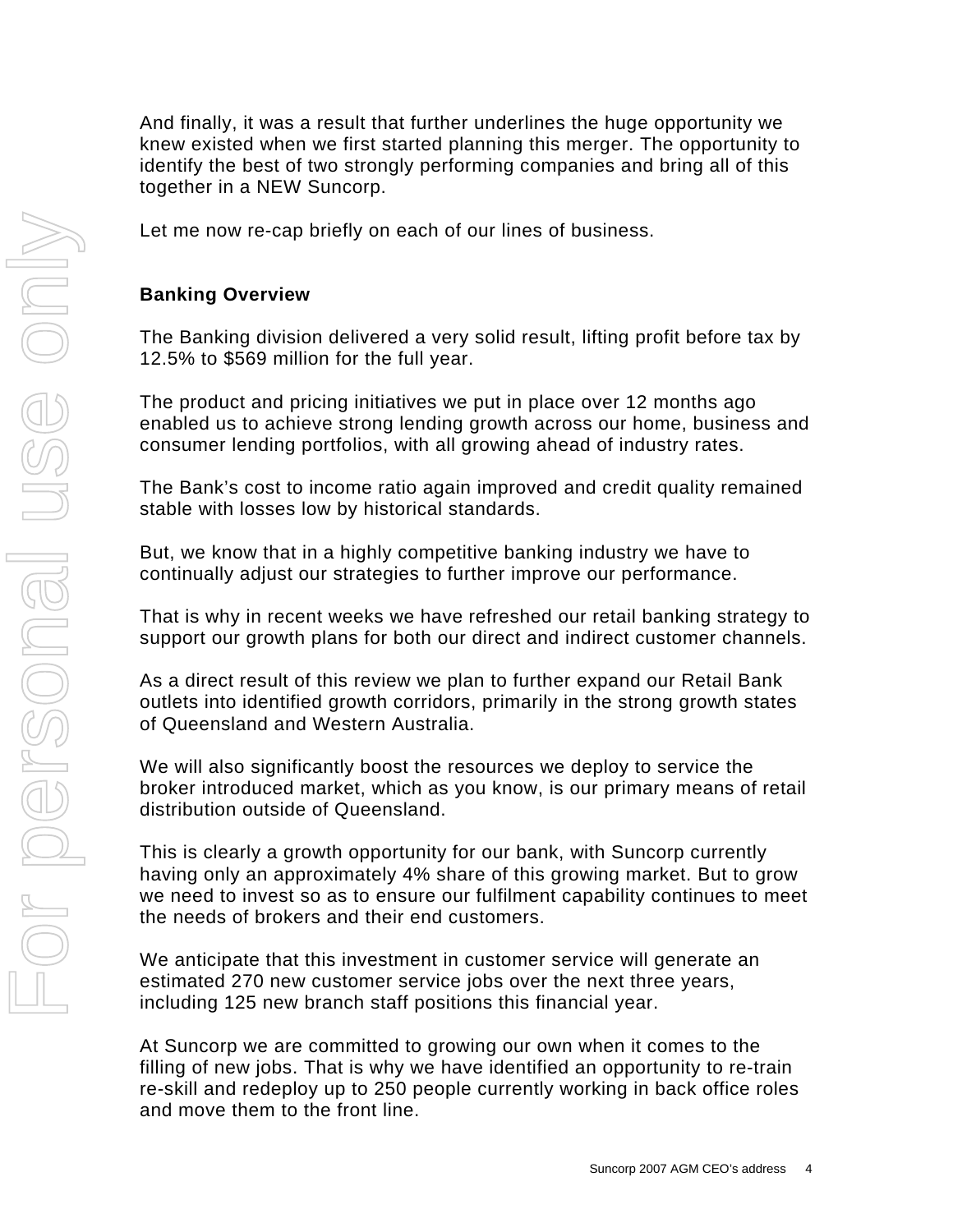And finally, it was a result that further underlines the huge opportunity we knew existed when we first started planning this merger. The opportunity to identify the best of two strongly performing companies and bring all of this together in a NEW Suncorp.

Let me now re-cap briefly on each of our lines of business.

**Banking Overview**

The Banking division delivered a very solid result, lifting profit before tax by 12.5% to $569 million for the full year.

The product and pricing initiatives we put in place over 12 months ago enabled us to achieve strong lending growth across our home, business and consumer lending portfolios, with all growing ahead of industry rates.

The Bank's cost to income ratio again improved and credit quality remained stable with losses low by historical standards.

But, we know that in a highly competitive banking industry we have to continually adjust our strategies to further improve our performance.

That is why in recent weeks we have refreshed our retail banking strategy to support our growth plans for both our direct and indirect customer channels.

As a direct result of this review we plan to further expand our Retail Bank outlets into identified growth corridors, primarily in the strong growth states of Queensland and Western Australia.

We will also significantly boost the resources we deploy to service the broker introduced market, which as you know, is our primary means of retail distribution outside of Queensland.

This is clearly a growth opportunity for our bank, with Suncorp currently having only an approximately 4% share of this growing market. But to grow we need to invest so as to ensure our fulfilment capability continues to meet the needs of brokers and their end customers.

We anticipate that this investment in customer service will generate an estimated 270 new customer service jobs over the next three years, including 125 new branch staff positions this financial year.

At Suncorp we are committed to growing our own when it comes to the filling of new jobs. That is why we have identified an opportunity to re-train re-skill and redeploy up to 250 people currently working in back office roles and move them to the front line.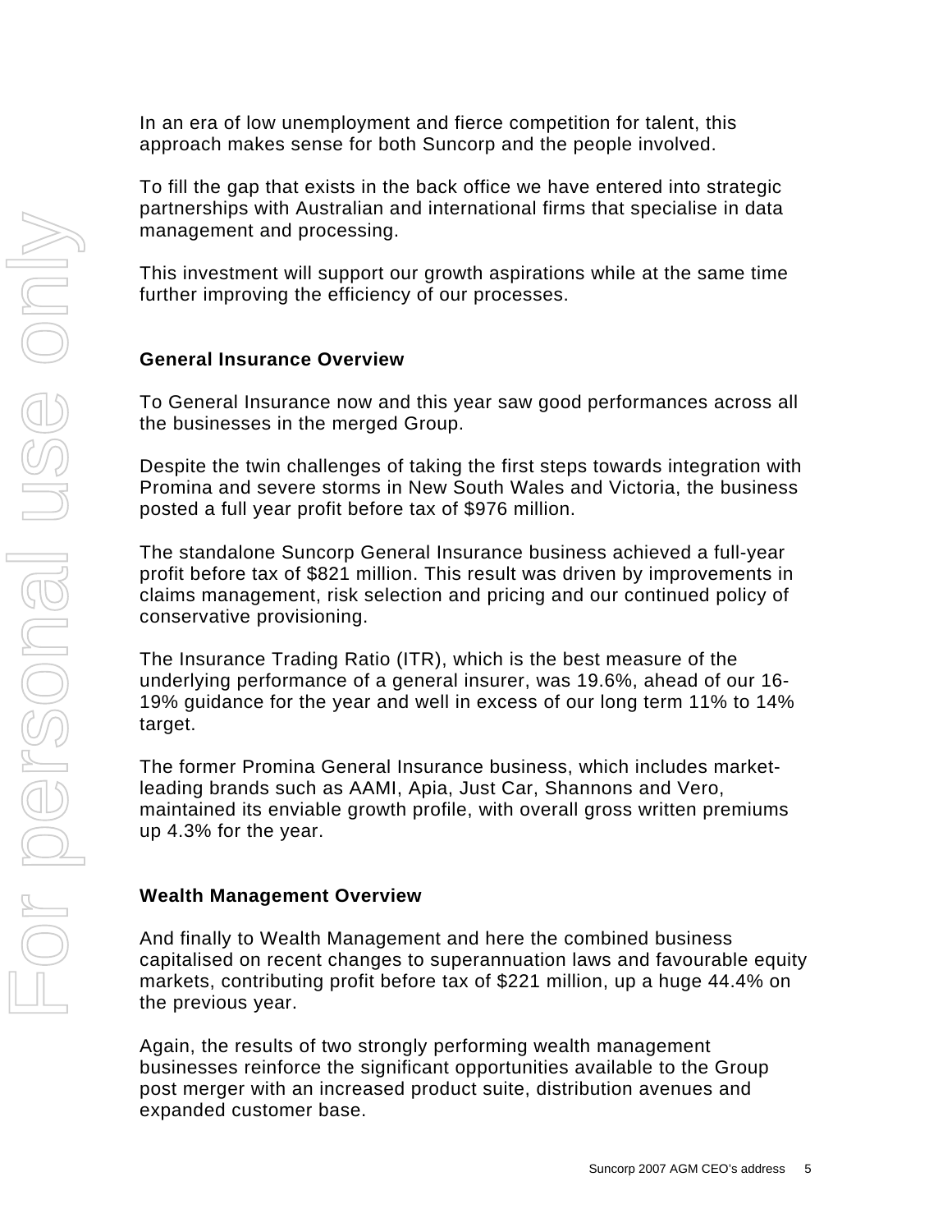In an era of low unemployment and fierce competition for talent, this approach makes sense for both Suncorp and the people involved.

To fill the gap that exists in the back office we have entered into strategic partnerships with Australian and international firms that specialise in data management and processing.

This investment will support our growth aspirations while at the same time further improving the efficiency of our processes.

**General Insurance Overview**

To General Insurance now and this year saw good performances across all the businesses in the merged Group.

Despite the twin challenges of taking the first steps towards integration with Promina and severe storms in New South Wales and Victoria, the business posted a full year profit before tax of $976 million.

The standalone Suncorp General Insurance business achieved a full-year profit before tax of $821 million. This result was driven by improvements in claims management, risk selection and pricing and our continued policy of conservative provisioning.

The Insurance Trading Ratio (ITR), which is the best measure of the underlying performance of a general insurer, was 19.6%, ahead of our 16-19% guidance for the year and well in excess of our long term 11% to 14% target.

The former Promina General Insurance business, which includes market-leading brands such as AAMI, Apia, Just Car, Shannons and Vero, maintained its enviable growth profile, with overall gross written premiums up 4.3% for the year.

**Wealth Management Overview**

And finally to Wealth Management and here the combined business capitalised on recent changes to superannuation laws and favourable equity markets, contributing profit before tax of $221 million, up a huge 44.4% on the previous year.

Again, the results of two strongly performing wealth management businesses reinforce the significant opportunities available to the Group post merger with an increased product suite, distribution avenues and expanded customer base.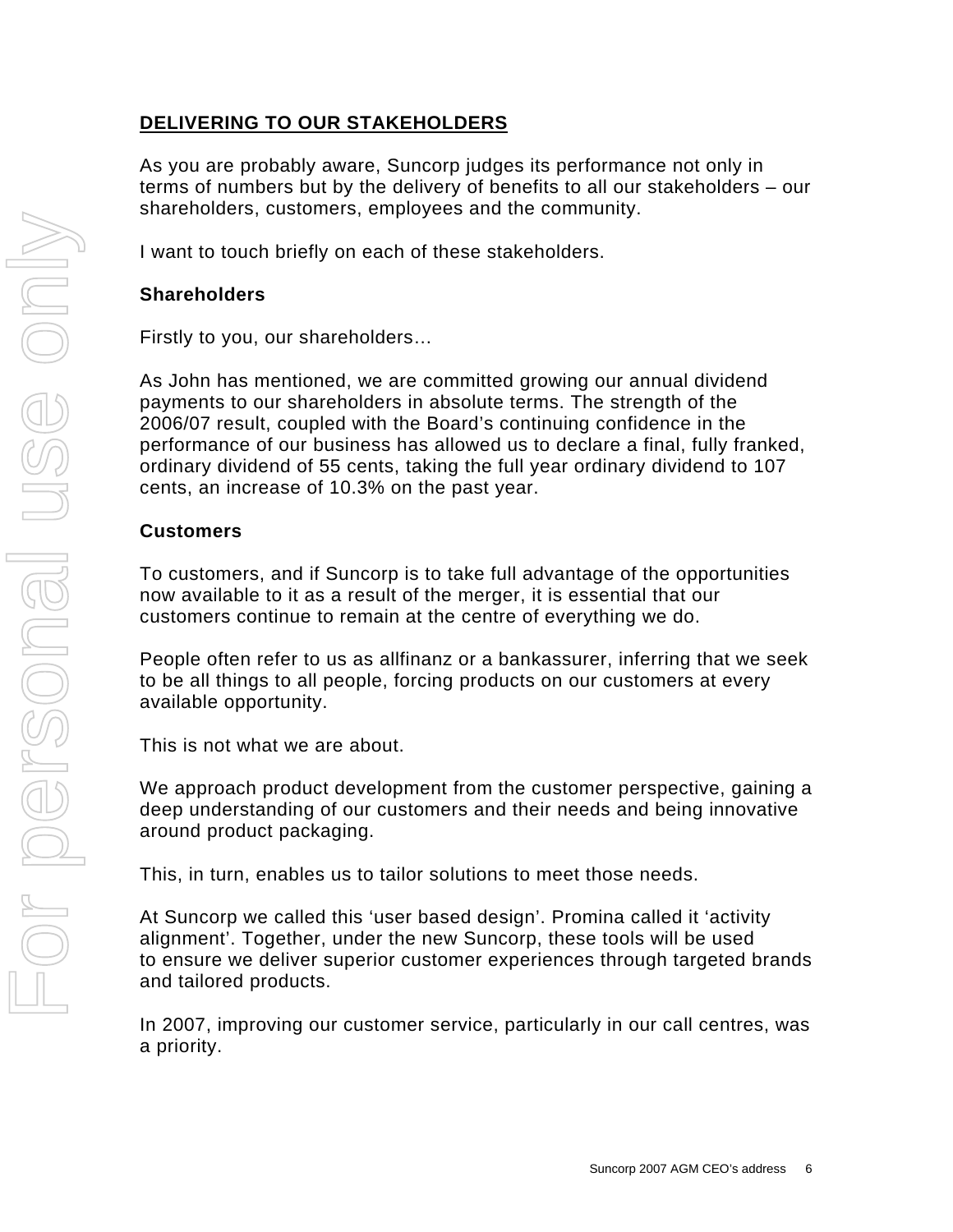## DELIVERING TO OUR STAKEHOLDERS

As you are probably aware, Suncorp judges its performance not only in terms of numbers but by the delivery of benefits to all our stakeholders – our shareholders, customers, employees and the community.

I want to touch briefly on each of these stakeholders.

### Shareholders

Firstly to you, our shareholders…

As John has mentioned, we are committed growing our annual dividend payments to our shareholders in absolute terms. The strength of the 2006/07 result, coupled with the Board's continuing confidence in the performance of our business has allowed us to declare a final, fully franked, ordinary dividend of 55 cents, taking the full year ordinary dividend to 107 cents, an increase of 10.3% on the past year.

### Customers

To customers, and if Suncorp is to take full advantage of the opportunities now available to it as a result of the merger, it is essential that our customers continue to remain at the centre of everything we do.

People often refer to us as allfinanz or a bankassurer, inferring that we seek to be all things to all people, forcing products on our customers at every available opportunity.

This is not what we are about.

We approach product development from the customer perspective, gaining a deep understanding of our customers and their needs and being innovative around product packaging.

This, in turn, enables us to tailor solutions to meet those needs.

At Suncorp we called this 'user based design'. Promina called it 'activity alignment'. Together, under the new Suncorp, these tools will be used to ensure we deliver superior customer experiences through targeted brands and tailored products.

In 2007, improving our customer service, particularly in our call centres, was a priority.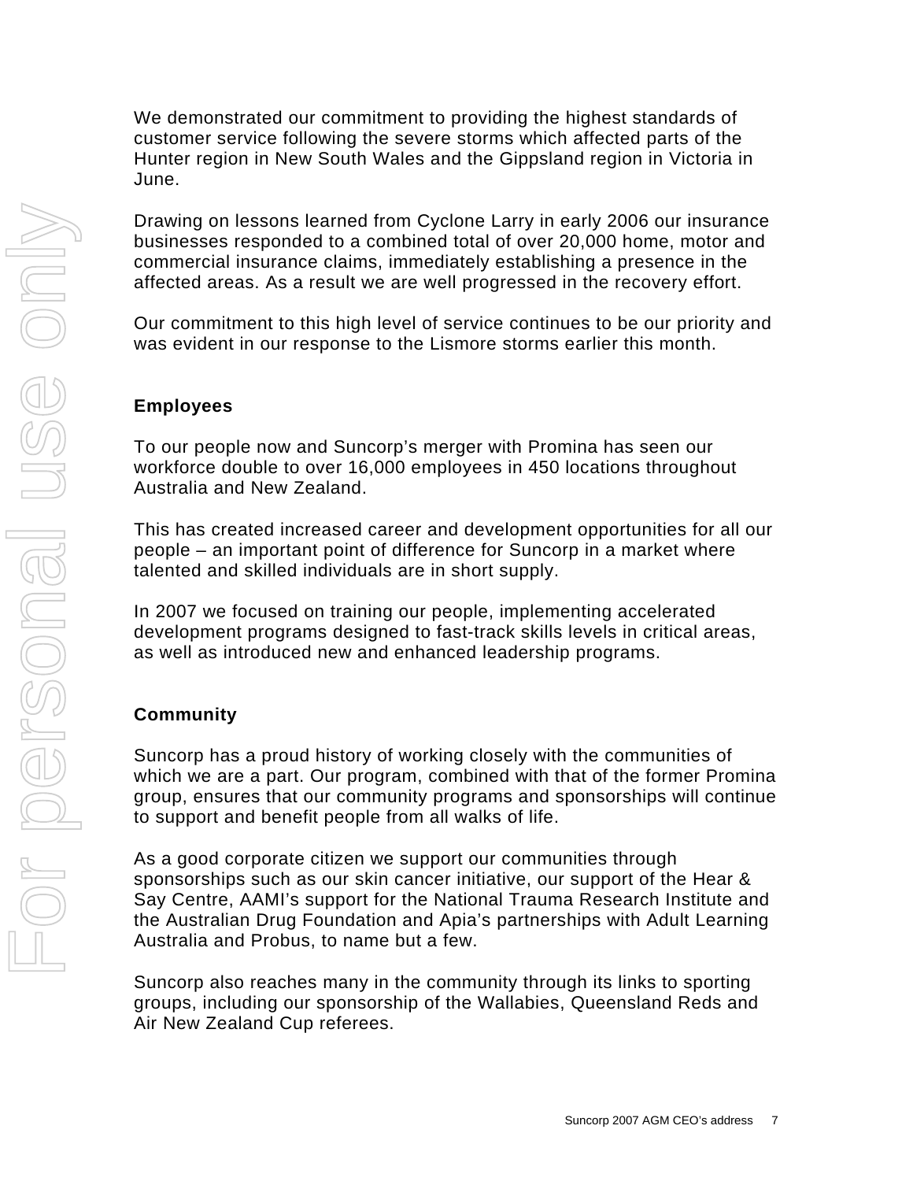We demonstrated our commitment to providing the highest standards of customer service following the severe storms which affected parts of the Hunter region in New South Wales and the Gippsland region in Victoria in June.

Drawing on lessons learned from Cyclone Larry in early 2006 our insurance businesses responded to a combined total of over 20,000 home, motor and commercial insurance claims, immediately establishing a presence in the affected areas. As a result we are well progressed in the recovery effort.

Our commitment to this high level of service continues to be our priority and was evident in our response to the Lismore storms earlier this month.

**Employees**

To our people now and Suncorp's merger with Promina has seen our workforce double to over 16,000 employees in 450 locations throughout Australia and New Zealand.

This has created increased career and development opportunities for all our people – an important point of difference for Suncorp in a market where talented and skilled individuals are in short supply.

In 2007 we focused on training our people, implementing accelerated development programs designed to fast-track skills levels in critical areas, as well as introduced new and enhanced leadership programs.

**Community**

Suncorp has a proud history of working closely with the communities of which we are a part. Our program, combined with that of the former Promina group, ensures that our community programs and sponsorships will continue to support and benefit people from all walks of life.

As a good corporate citizen we support our communities through sponsorships such as our skin cancer initiative, our support of the Hear & Say Centre, AAMI's support for the National Trauma Research Institute and the Australian Drug Foundation and Apia's partnerships with Adult Learning Australia and Probus, to name but a few.

Suncorp also reaches many in the community through its links to sporting groups, including our sponsorship of the Wallabies, Queensland Reds and Air New Zealand Cup referees.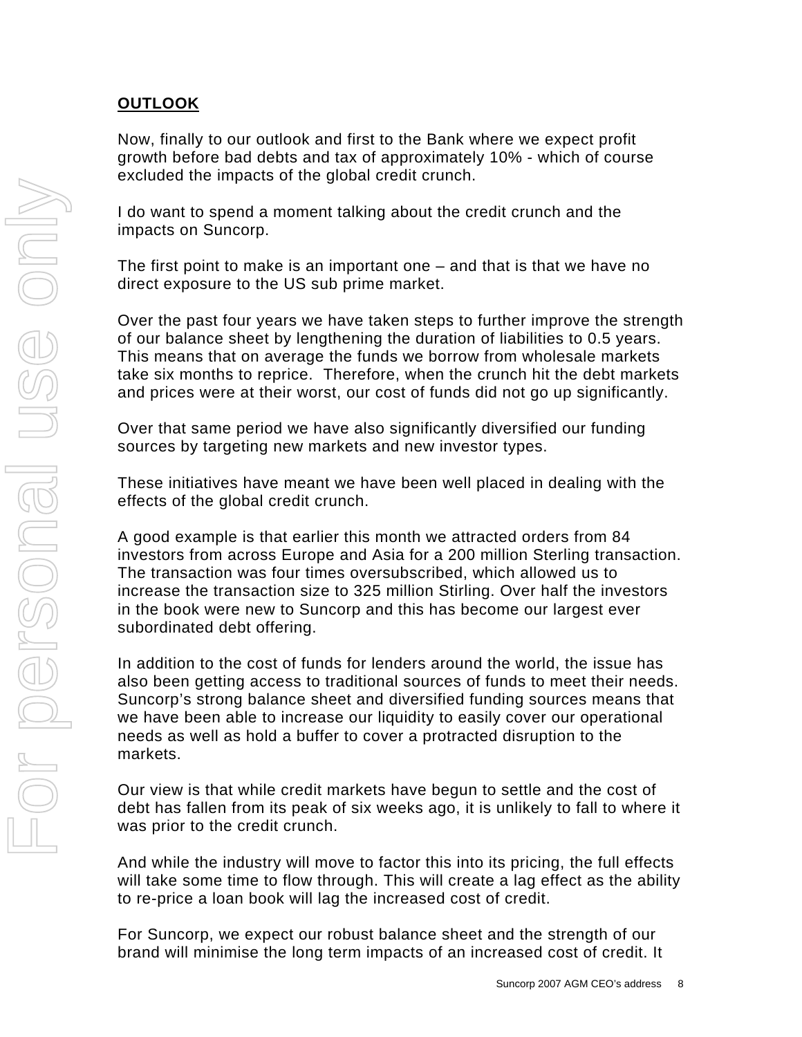## OUTLOOK

Now, finally to our outlook and first to the Bank where we expect profit growth before bad debts and tax of approximately 10% - which of course excluded the impacts of the global credit crunch.

I do want to spend a moment talking about the credit crunch and the impacts on Suncorp.

The first point to make is an important one – and that is that we have no direct exposure to the US sub prime market.

Over the past four years we have taken steps to further improve the strength of our balance sheet by lengthening the duration of liabilities to 0.5 years. This means that on average the funds we borrow from wholesale markets take six months to reprice. Therefore, when the crunch hit the debt markets and prices were at their worst, our cost of funds did not go up significantly.

Over that same period we have also significantly diversified our funding sources by targeting new markets and new investor types.

These initiatives have meant we have been well placed in dealing with the effects of the global credit crunch.

A good example is that earlier this month we attracted orders from 84 investors from across Europe and Asia for a 200 million Sterling transaction. The transaction was four times oversubscribed, which allowed us to increase the transaction size to 325 million Stirling. Over half the investors in the book were new to Suncorp and this has become our largest ever subordinated debt offering.

In addition to the cost of funds for lenders around the world, the issue has also been getting access to traditional sources of funds to meet their needs. Suncorp's strong balance sheet and diversified funding sources means that we have been able to increase our liquidity to easily cover our operational needs as well as hold a buffer to cover a protracted disruption to the markets.

Our view is that while credit markets have begun to settle and the cost of debt has fallen from its peak of six weeks ago, it is unlikely to fall to where it was prior to the credit crunch.

And while the industry will move to factor this into its pricing, the full effects will take some time to flow through. This will create a lag effect as the ability to re-price a loan book will lag the increased cost of credit.

For Suncorp, we expect our robust balance sheet and the strength of our brand will minimise the long term impacts of an increased cost of credit. It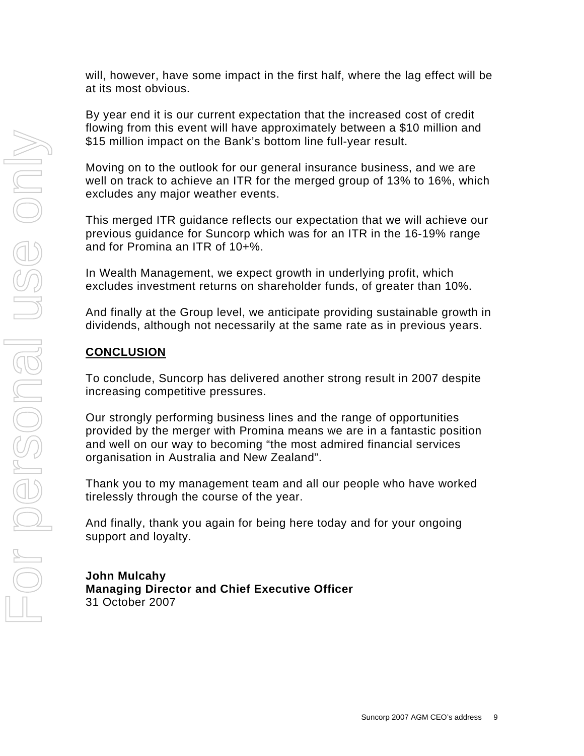will, however, have some impact in the first half, where the lag effect will be at its most obvious.

By year end it is our current expectation that the increased cost of credit flowing from this event will have approximately between a $10 million and $15 million impact on the Bank's bottom line full-year result.

Moving on to the outlook for our general insurance business, and we are well on track to achieve an ITR for the merged group of 13% to 16%, which excludes any major weather events.

This merged ITR guidance reflects our expectation that we will achieve our previous guidance for Suncorp which was for an ITR in the 16-19% range and for Promina an ITR of 10+%.

In Wealth Management, we expect growth in underlying profit, which excludes investment returns on shareholder funds, of greater than 10%.

And finally at the Group level, we anticipate providing sustainable growth in dividends, although not necessarily at the same rate as in previous years.

## CONCLUSION

To conclude, Suncorp has delivered another strong result in 2007 despite increasing competitive pressures.

Our strongly performing business lines and the range of opportunities provided by the merger with Promina means we are in a fantastic position and well on our way to becoming "the most admired financial services organisation in Australia and New Zealand".

Thank you to my management team and all our people who have worked tirelessly through the course of the year.

And finally, thank you again for being here today and for your ongoing support and loyalty.

**John Mulcahy**
**Managing Director and Chief Executive Officer**
31 October 2007